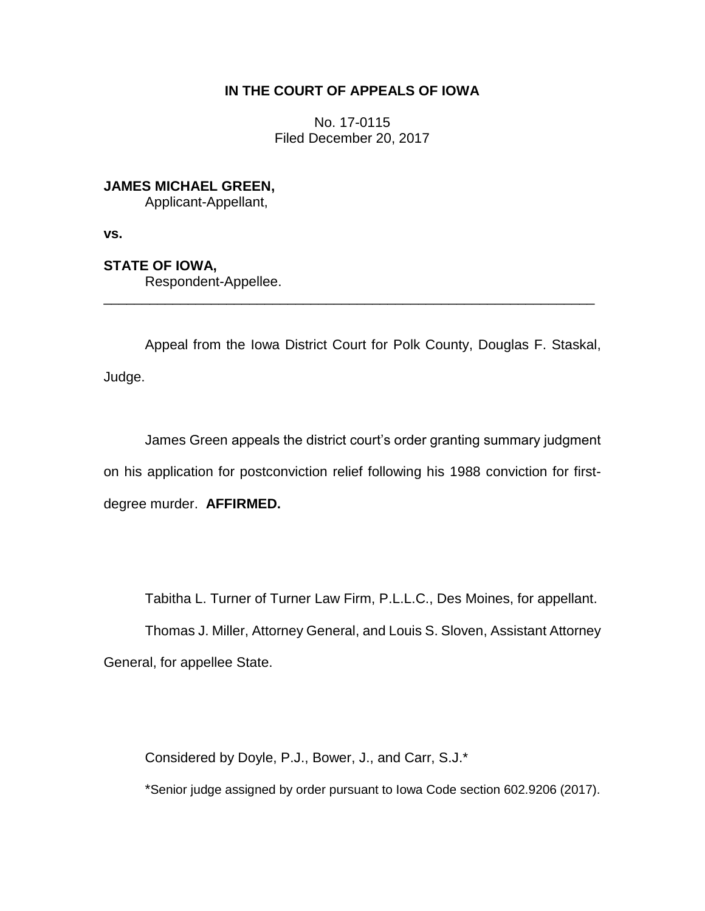**IN THE COURT OF APPEALS OF IOWA**

No. 17-0115
Filed December 20, 2017

**JAMES MICHAEL GREEN,**
Applicant-Appellant,

**vs.**

**STATE OF IOWA,**
Respondent-Appellee.

---

Appeal from the Iowa District Court for Polk County, Douglas F. Staskal, Judge.

James Green appeals the district court's order granting summary judgment on his application for postconviction relief following his 1988 conviction for first-degree murder. **AFFIRMED.**

Tabitha L. Turner of Turner Law Firm, P.L.L.C., Des Moines, for appellant.

Thomas J. Miller, Attorney General, and Louis S. Sloven, Assistant Attorney General, for appellee State.

Considered by Doyle, P.J., Bower, J., and Carr, S.J.*

*Senior judge assigned by order pursuant to Iowa Code section 602.9206 (2017).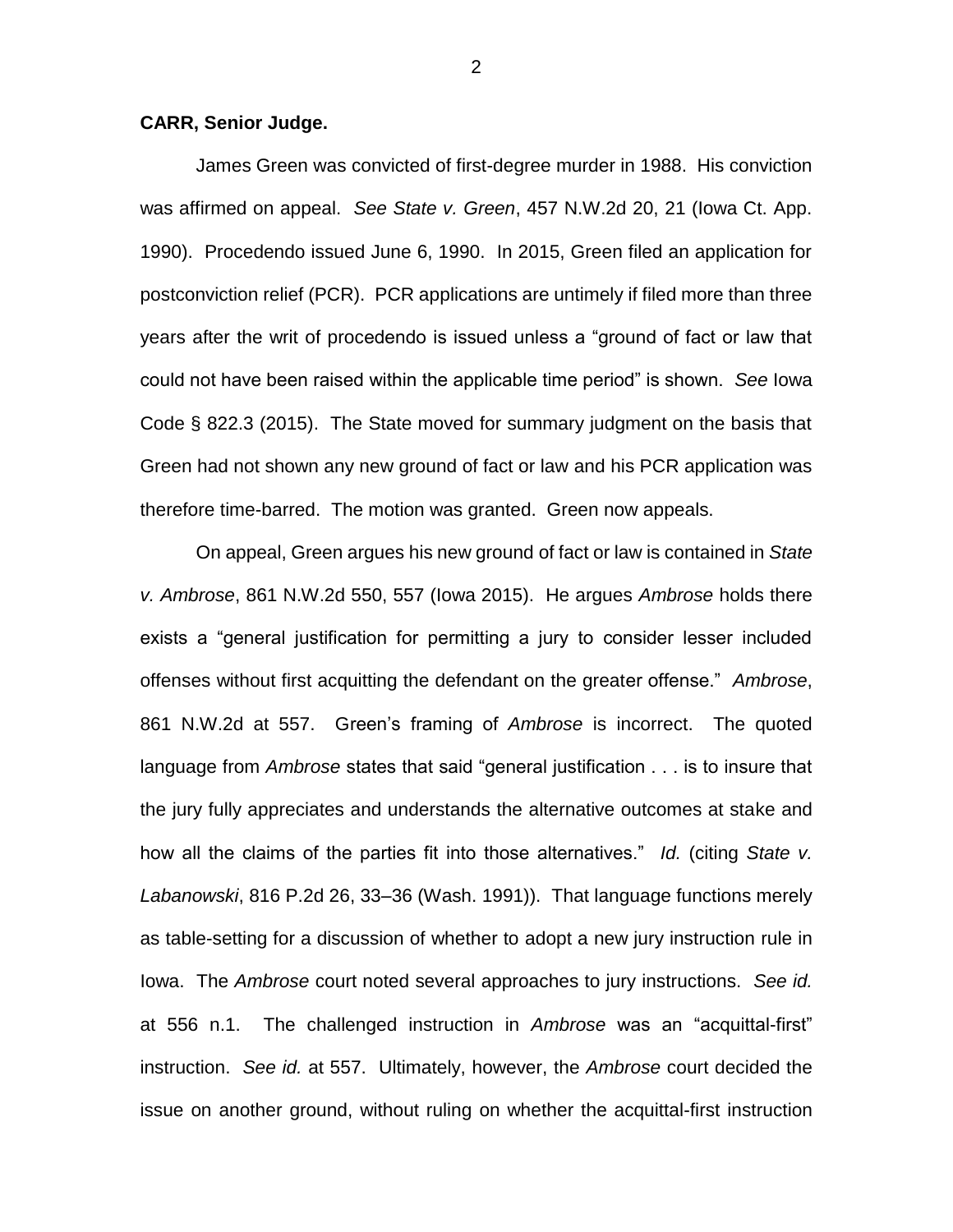**CARR, Senior Judge.**

James Green was convicted of first-degree murder in 1988. His conviction was affirmed on appeal. *See State v. Green*, 457 N.W.2d 20, 21 (Iowa Ct. App. 1990). Procedendo issued June 6, 1990. In 2015, Green filed an application for postconviction relief (PCR). PCR applications are untimely if filed more than three years after the writ of procedendo is issued unless a "ground of fact or law that could not have been raised within the applicable time period" is shown. *See* Iowa Code § 822.3 (2015). The State moved for summary judgment on the basis that Green had not shown any new ground of fact or law and his PCR application was therefore time-barred. The motion was granted. Green now appeals.

On appeal, Green argues his new ground of fact or law is contained in *State v. Ambrose*, 861 N.W.2d 550, 557 (Iowa 2015). He argues *Ambrose* holds there exists a "general justification for permitting a jury to consider lesser included offenses without first acquitting the defendant on the greater offense." *Ambrose*, 861 N.W.2d at 557. Green's framing of *Ambrose* is incorrect. The quoted language from *Ambrose* states that said "general justification . . . is to insure that the jury fully appreciates and understands the alternative outcomes at stake and how all the claims of the parties fit into those alternatives." *Id.* (citing *State v. Labanowski*, 816 P.2d 26, 33–36 (Wash. 1991)). That language functions merely as table-setting for a discussion of whether to adopt a new jury instruction rule in Iowa. The *Ambrose* court noted several approaches to jury instructions. *See id.* at 556 n.1. The challenged instruction in *Ambrose* was an "acquittal-first" instruction. *See id.* at 557. Ultimately, however, the *Ambrose* court decided the issue on another ground, without ruling on whether the acquittal-first instruction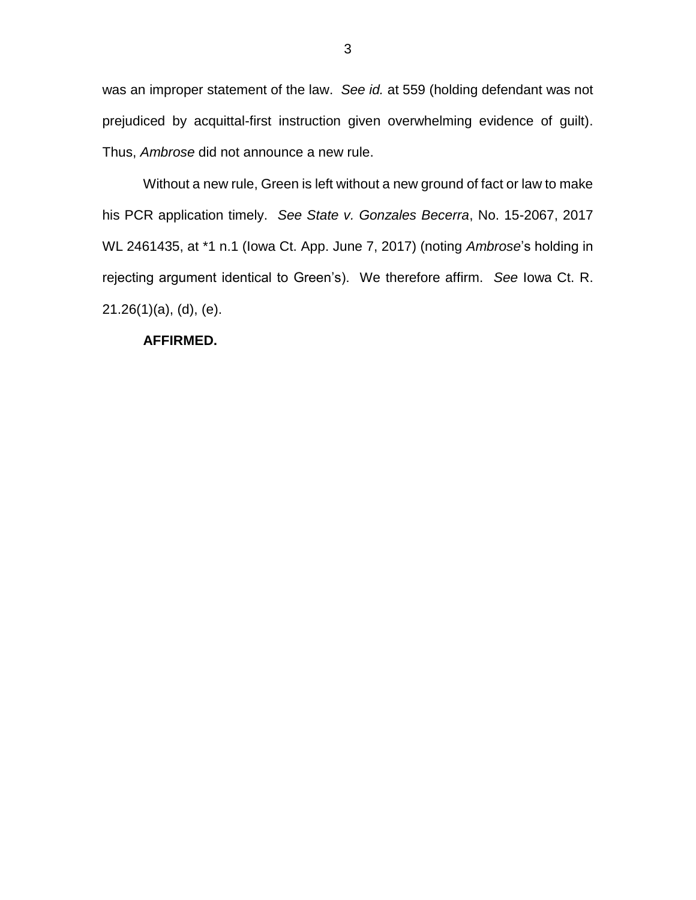was an improper statement of the law. *See id.* at 559 (holding defendant was not prejudiced by acquittal-first instruction given overwhelming evidence of guilt). Thus, *Ambrose* did not announce a new rule.

Without a new rule, Green is left without a new ground of fact or law to make his PCR application timely. *See State v. Gonzales Becerra*, No. 15-2067, 2017 WL 2461435, at *1 n.1 (Iowa Ct. App. June 7, 2017) (noting *Ambrose*'s holding in rejecting argument identical to Green's). We therefore affirm. *See* Iowa Ct. R. 21.26(1)(a), (d), (e).

**AFFIRMED.**